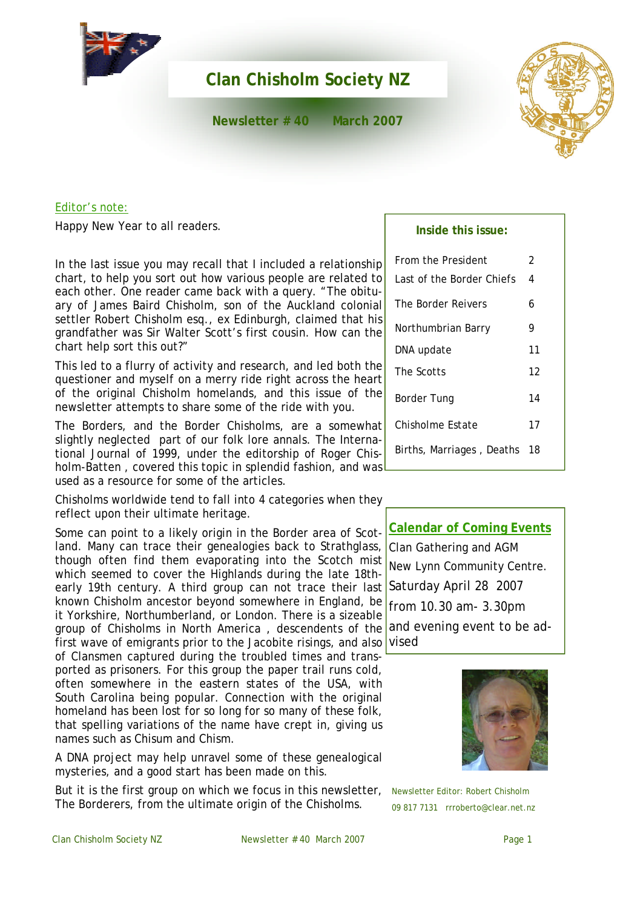# Clan Chisholm Society NZ

**Newsletter # 40 March 2007**

## Editor's note:

Happy New Year to all readers.

In the last issue you may recall that I included a relationship chart, to help you sort out how various people are related to each other. One reader came back with a query. "The obituary of James Baird Chisholm, son of the Auckland colonial settler Robert Chisholm esq., ex Edinburgh, claimed that his grandfather was Sir Walter Scott's first cousin. How can the chart help sort this out?"

This led to a flurry of activity and research, and led both the questioner and myself on a merry ride right across the heart of the original Chisholm homelands, and this issue of the newsletter attempts to share some of the ride with you.

The Borders, and the Border Chisholms, are a somewhat slightly neglected part of our folk lore annals. The International Journal of 1999, under the editorship of Roger Chisholm-Batten , covered this topic in splendid fashion, and was used as a resource for some of the articles.

Chisholms worldwide tend to fall into 4 categories when they reflect upon their ultimate heritage.

Some can point to a likely origin in the Border area of Scotland. Many can trace their genealogies back to Strathglass, though often find them evaporating into the Scotch mist which seemed to cover the Highlands during the late 18th-early 19th century. A third group can not trace their last known Chisholm ancestor beyond somewhere in England, be it Yorkshire, Northumberland, or London. There is a sizeable group of Chisholms in North America , descendents of the first wave of emigrants prior to the Jacobite risings, and also of Clansmen captured during the troubled times and transported as prisoners. For this group the paper trail runs cold, often somewhere in the eastern states of the USA, with South Carolina being popular. Connection with the original homeland has been lost for so long for so many of these folk, that spelling variations of the name have crept in, giving us names such as Chisum and Chism.

A DNA project may help unravel some of these genealogical mysteries, and a good start has been made on this.

But it is the first group on which we focus in this newsletter, The Borderers, from the ultimate origin of the Chisholms.

### Inside this issue:

| | |
|---|---|
| From the President | 2 |
| Last of the Border Chiefs | 4 |
| The Border Reivers | 6 |
| Northumbrian Barry | 9 |
| DNA update | 11 |
| The Scotts | 12 |
| Border Tung | 14 |
| Chisholme Estate | 17 |
| Births, Marriages , Deaths | 18 |

### Calendar of Coming Events

Clan Gathering and AGM
New Lynn Community Centre.
Saturday April 28 2007
from 10.30 am- 3.30pm
and evening event to be advised

Newsletter Editor: Robert Chisholm
09 817 7131 rrroberto@clear.net.nz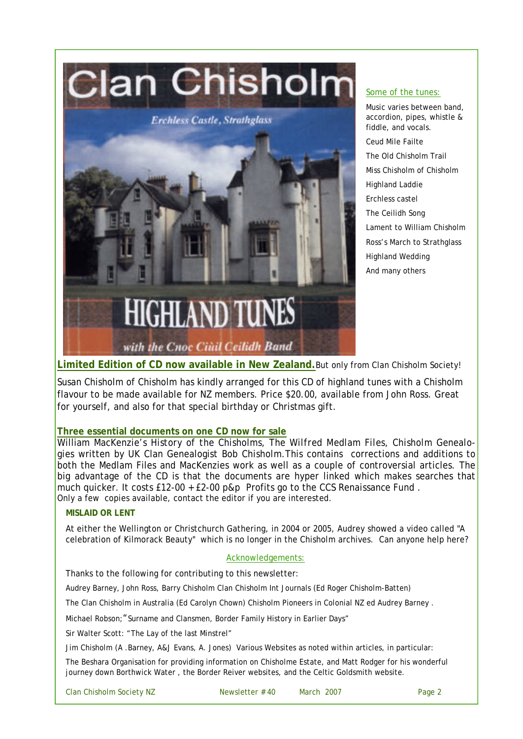Clan Chisholm

Erchless Castle, Strathglass

HIGHLAND TUNES

with the Cnoc Ciùil Ceilidh Band

### Some of the tunes:

Music varies between band, accordion, pipes, whistle & fiddle, and vocals.

- Ceud Mile Failte
- The Old Chisholm Trail
- Miss Chisholm of Chisholm
- Highland Laddie
- Erchless castel
- The Ceilidh Song
- Lament to William Chisholm
- Ross's March to Strathglass
- Highland Wedding
- And many others

**Limited Edition of CD now available in New Zealand.** But only from Clan Chisholm Society!

Susan Chisholm of Chisholm has kindly arranged for this CD of highland tunes with a Chisholm flavour to be made available for NZ members. Price $20.00, available from John Ross. Great for yourself, and also for that special birthday or Christmas gift.

**Three essential documents on one CD now for sale**

William MacKenzie's History of the Chisholms, The Wilfred Medlam Files, Chisholm Genealogies written by UK Clan Genealogist Bob Chisholm. This contains corrections and additions to both the Medlam Files and MacKenzies work as well as a couple of controversial articles. The big advantage of the CD is that the documents are hyper linked which makes searches that much quicker. It costs £12-00 + £2-00 p&p Profits go to the CCS Renaissance Fund . Only a few copies available, contact the editor if you are interested.

**MISLAID OR LENT**

At either the Wellington or Christchurch Gathering, in 2004 or 2005, Audrey showed a video called "A celebration of Kilmorack Beauty" which is no longer in the Chisholm archives. Can anyone help here?

### Acknowledgements:

Thanks to the following for contributing to this newsletter:

Audrey Barney, John Ross, Barry Chisholm Clan Chisholm Int Journals (Ed Roger Chisholm-Batten)

The Clan Chisholm in Australia (Ed Carolyn Chown) Chisholm Pioneers in Colonial NZ ed Audrey Barney .

Michael Robson; "Surname and Clansmen, Border Family History in Earlier Days"

Sir Walter Scott: "The Lay of the last Minstrel"

Jim Chisholm (A .Barney, A&J Evans, A. Jones) Various Websites as noted within articles, in particular:

The Beshara Organisation for providing information on Chisholme Estate, and Matt Rodger for his wonderful journey down Borthwick Water , the Border Reiver websites, and the Celtic Goldsmith website.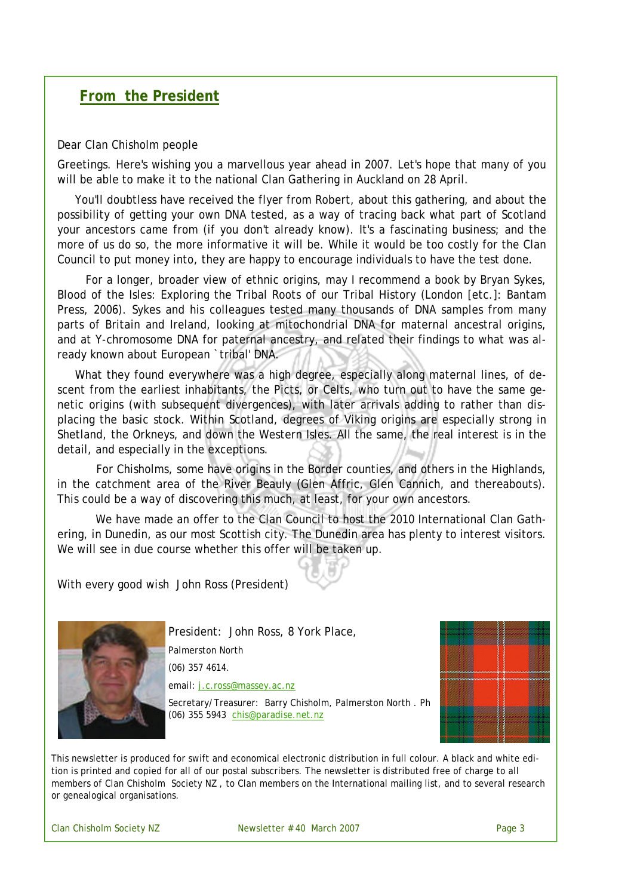## From the President

Dear Clan Chisholm people

Greetings. Here's wishing you a marvellous year ahead in 2007. Let's hope that many of you will be able to make it to the national Clan Gathering in Auckland on 28 April.

You'll doubtless have received the flyer from Robert, about this gathering, and about the possibility of getting your own DNA tested, as a way of tracing back what part of Scotland your ancestors came from (if you don't already know). It's a fascinating business; and the more of us do so, the more informative it will be. While it would be too costly for the Clan Council to put money into, they are happy to encourage individuals to have the test done.

For a longer, broader view of ethnic origins, may I recommend a book by Bryan Sykes, Blood of the Isles: Exploring the Tribal Roots of our Tribal History (London [etc.]: Bantam Press, 2006). Sykes and his colleagues tested many thousands of DNA samples from many parts of Britain and Ireland, looking at mitochondrial DNA for maternal ancestral origins, and at Y-chromosome DNA for paternal ancestry, and related their findings to what was already known about European `tribal' DNA.

What they found everywhere was a high degree, especially along maternal lines, of descent from the earliest inhabitants, the Picts, or Celts, who turn out to have the same genetic origins (with subsequent divergences), with later arrivals adding to rather than displacing the basic stock. Within Scotland, degrees of Viking origins are especially strong in Shetland, the Orkneys, and down the Western Isles. All the same, the real interest is in the detail, and especially in the exceptions.

For Chisholms, some have origins in the Border counties, and others in the Highlands, in the catchment area of the River Beauly (Glen Affric, Glen Cannich, and thereabouts). This could be a way of discovering this much, at least, for your own ancestors.

We have made an offer to the Clan Council to host the 2010 International Clan Gathering, in Dunedin, as our most Scottish city. The Dunedin area has plenty to interest visitors. We will see in due course whether this offer will be taken up.

With every good wish John Ross (President)

President: John Ross, 8 York Place,
Palmerston North
(06) 357 4614.
email: j.c.ross@massey.ac.nz

Secretary/Treasurer: Barry Chisholm, Palmerston North . Ph (06) 355 5943 chis@paradise.net.nz

This newsletter is produced for swift and economical electronic distribution in full colour. A black and white edition is printed and copied for all of our postal subscribers. The newsletter is distributed free of charge to all members of Clan Chisholm Society NZ , to Clan members on the International mailing list, and to several research or genealogical organisations.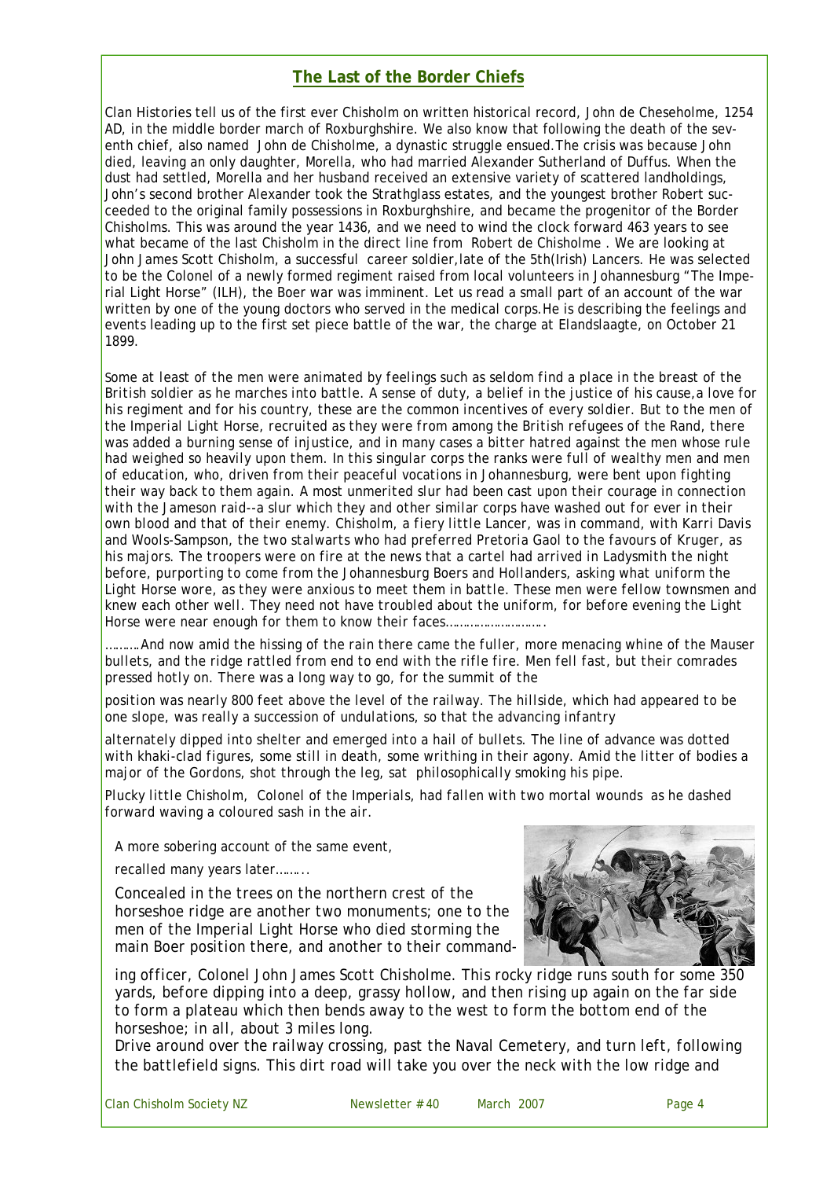## The Last of the Border Chiefs

Clan Histories tell us of the first ever Chisholm on written historical record, John de Cheseholme, 1254 AD, in the middle border march of Roxburghshire. We also know that following the death of the seventh chief, also named John de Chisholme, a dynastic struggle ensued.The crisis was because John died, leaving an only daughter, Morella, who had married Alexander Sutherland of Duffus. When the dust had settled, Morella and her husband received an extensive variety of scattered landholdings, John's second brother Alexander took the Strathglass estates, and the youngest brother Robert succeeded to the original family possessions in Roxburghshire, and became the progenitor of the Border Chisholms. This was around the year 1436, and we need to wind the clock forward 463 years to see what became of the last Chisholm in the direct line from Robert de Chisholme . We are looking at John James Scott Chisholm, a successful career soldier,late of the 5th(Irish) Lancers. He was selected to be the Colonel of a newly formed regiment raised from local volunteers in Johannesburg "The Imperial Light Horse" (ILH), the Boer war was imminent. Let us read a small part of an account of the war written by one of the young doctors who served in the medical corps.He is describing the feelings and events leading up to the first set piece battle of the war, the charge at Elandslaagte, on October 21 1899.

*Some at least of the men were animated by feelings such as seldom find a place in the breast of the British soldier as he marches into battle. A sense of duty, a belief in the justice of his cause,a love for his regiment and for his country, these are the common incentives of every soldier. But to the men of the Imperial Light Horse, recruited as they were from among the British refugees of the Rand, there was added a burning sense of injustice, and in many cases a bitter hatred against the men whose rule had weighed so heavily upon them. In this singular corps the ranks were full of wealthy men and men of education, who, driven from their peaceful vocations in Johannesburg, were bent upon fighting their way back to them again. A most unmerited slur had been cast upon their courage in connection with the Jameson raid--a slur which they and other similar corps have washed out for ever in their own blood and that of their enemy. Chisholm, a fiery little Lancer, was in command, with Karri Davis and Wools-Sampson, the two stalwarts who had preferred Pretoria Gaol to the favours of Kruger, as his majors. The troopers were on fire at the news that a cartel had arrived in Ladysmith the night before, purporting to come from the Johannesburg Boers and Hollanders, asking what uniform the Light Horse wore, as they were anxious to meet them in battle. These men were fellow townsmen and knew each other well. They need not have troubled about the uniform, for before evening the Light Horse were near enough for them to know their faces……………………….*

*……….And now amid the hissing of the rain there came the fuller, more menacing whine of the Mauser bullets, and the ridge rattled from end to end with the rifle fire. Men fell fast, but their comrades pressed hotly on. There was a long way to go, for the summit of the position was nearly 800 feet above the level of the railway. The hillside, which had appeared to be one slope, was really a succession of undulations, so that the advancing infantry alternately dipped into shelter and emerged into a hail of bullets. The line of advance was dotted with khaki-clad figures, some still in death, some writhing in their agony. Amid the litter of bodies a major of the Gordons, shot through the leg, sat philosophically smoking his pipe.*

*Plucky little Chisholm, Colonel of the Imperials, had fallen with two mortal wounds as he dashed forward waving a coloured sash in the air.*

A more sobering account of the same event,

recalled many years later………

*Concealed in the trees on the northern crest of the horseshoe ridge are another two monuments; one to the men of the Imperial Light Horse who died storming the main Boer position there, and another to their commanding officer, Colonel John James Scott Chisholme. This rocky ridge runs south for some 350 yards, before dipping into a deep, grassy hollow, and then rising up again on the far side to form a plateau which then bends away to the west to form the bottom end of the horseshoe; in all, about 3 miles long.*

*Drive around over the railway crossing, past the Naval Cemetery, and turn left, following the battlefield signs. This dirt road will take you over the neck with the low ridge and*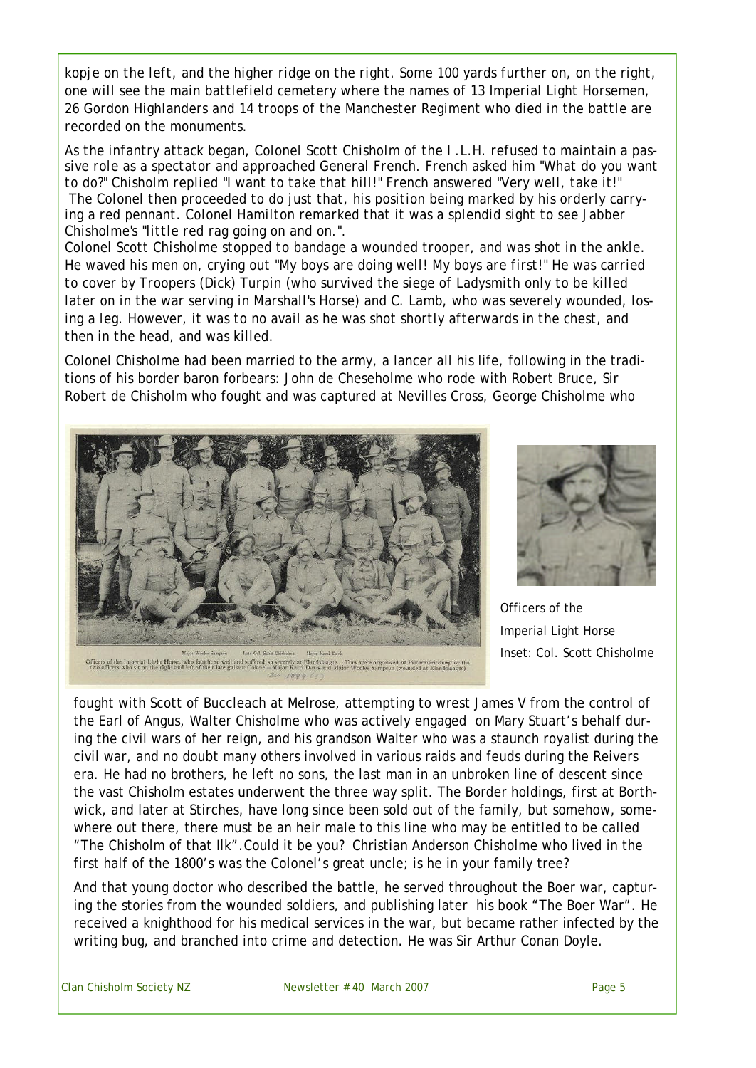kopje on the left, and the higher ridge on the right. Some 100 yards further on, on the right, one will see the main battlefield cemetery where the names of 13 Imperial Light Horsemen, 26 Gordon Highlanders and 14 troops of the Manchester Regiment who died in the battle are recorded on the monuments.

As the infantry attack began, Colonel Scott Chisholm of the I.L.H. refused to maintain a passive role as a spectator and approached General French. French asked him "What do you want to do?" Chisholm replied "I want to take that hill!" French answered "Very well, take it!" The Colonel then proceeded to do just that, his position being marked by his orderly carrying a red pennant. Colonel Hamilton remarked that it was a splendid sight to see Jabber Chisholme's "little red rag going on and on.".

Colonel Scott Chisholme stopped to bandage a wounded trooper, and was shot in the ankle. He waved his men on, crying out "My boys are doing well! My boys are first!" He was carried to cover by Troopers (Dick) Turpin (who survived the siege of Ladysmith only to be killed later on in the war serving in Marshall's Horse) and C. Lamb, who was severely wounded, losing a leg. However, it was to no avail as he was shot shortly afterwards in the chest, and then in the head, and was killed.

Colonel Chisholme had been married to the army, a lancer all his life, following in the traditions of his border baron forbears: John de Cheseholme who rode with Robert Bruce, Sir Robert de Chisholm who fought and was captured at Nevilles Cross, George Chisholme who fought with Scott of Buccleach at Melrose, attempting to wrest James V from the control of the Earl of Angus, Walter Chisholme who was actively engaged on Mary Stuart's behalf during the civil wars of her reign, and his grandson Walter who was a staunch royalist during the civil war, and no doubt many others involved in various raids and feuds during the Reivers era. He had no brothers, he left no sons, the last man in an unbroken line of descent since the vast Chisholm estates underwent the three way split. The Border holdings, first at Borthwick, and later at Stirches, have long since been sold out of the family, but somehow, somewhere out there, there must be an heir male to this line who may be entitled to be called "The Chisholm of that Ilk". Could it be you? Christian Anderson Chisholme who lived in the first half of the 1800's was the Colonel's great uncle; is he in your family tree?

Major Woolls Sampson — Late Col. Scott Chisholme — Major Karri Davis

Officers of the Imperial Light Horse, who fought so well and suffered so severely at Elandslaagte. They were organised at Pietermaritzburg by the two officers who sit on the right and left of their late gallant Colonel—Major Karri Davis and Major Woolls Sampson (wounded at Elandslaagte)

Officers of the Imperial Light Horse
Inset: Col. Scott Chisholme

And that young doctor who described the battle, he served throughout the Boer war, capturing the stories from the wounded soldiers, and publishing later his book "The Boer War". He received a knighthood for his medical services in the war, but became rather infected by the writing bug, and branched into crime and detection. He was Sir Arthur Conan Doyle.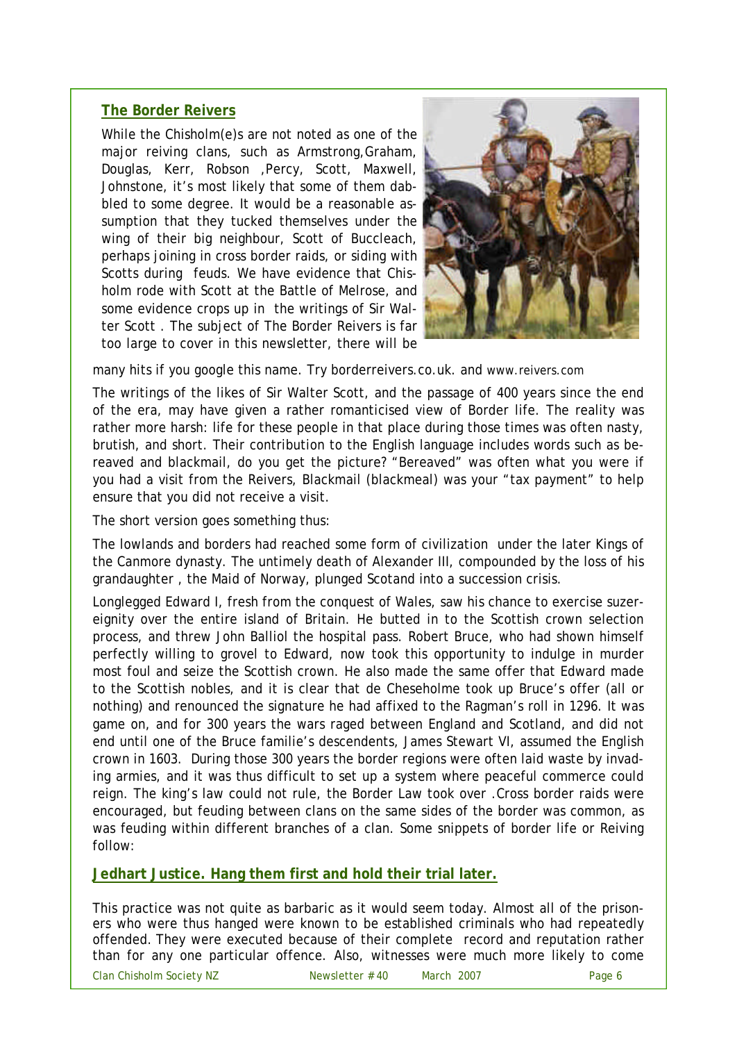## The Border Reivers

While the Chisholm(e)s are not noted as one of the major reiving clans, such as Armstrong,Graham, Douglas, Kerr, Robson ,Percy, Scott, Maxwell, Johnstone, it's most likely that some of them dabbled to some degree. It would be a reasonable assumption that they tucked themselves under the wing of their big neighbour, Scott of Buccleach, perhaps joining in cross border raids, or siding with Scotts during feuds. We have evidence that Chisholm rode with Scott at the Battle of Melrose, and some evidence crops up in the writings of Sir Walter Scott . The subject of The Border Reivers is far too large to cover in this newsletter, there will be many hits if you google this name. Try borderreivers.co.uk. and www.reivers.com

The writings of the likes of Sir Walter Scott, and the passage of 400 years since the end of the era, may have given a rather romanticised view of Border life. The reality was rather more harsh: life for these people in that place during those times was often nasty, brutish, and short. Their contribution to the English language includes words such as bereaved and blackmail, do you get the picture? "Bereaved" was often what you were if you had a visit from the Reivers, Blackmail (blackmeal) was your "tax payment" to help ensure that you did not receive a visit.

The short version goes something thus:

The lowlands and borders had reached some form of civilization under the later Kings of the Canmore dynasty. The untimely death of Alexander III, compounded by the loss of his grandaughter , the Maid of Norway, plunged Scotand into a succession crisis.

Longlegged Edward I, fresh from the conquest of Wales, saw his chance to exercise suzereignity over the entire island of Britain. He butted in to the Scottish crown selection process, and threw John Balliol the hospital pass. Robert Bruce, who had shown himself perfectly willing to grovel to Edward, now took this opportunity to indulge in murder most foul and seize the Scottish crown. He also made the same offer that Edward made to the Scottish nobles, and it is clear that de Cheseholme took up Bruce's offer (all or nothing) and renounced the signature he had affixed to the Ragman's roll in 1296. It was game on, and for 300 years the wars raged between England and Scotland, and did not end until one of the Bruce familie's descendents, James Stewart VI, assumed the English crown in 1603. During those 300 years the border regions were often laid waste by invading armies, and it was thus difficult to set up a system where peaceful commerce could reign. The king's law could not rule, the Border Law took over .Cross border raids were encouraged, but feuding between clans on the same sides of the border was common, as was feuding within different branches of a clan. Some snippets of border life or Reiving follow:

## Jedhart Justice. Hang them first and hold their trial later.

This practice was not quite as barbaric as it would seem today. Almost all of the prisoners who were thus hanged were known to be established criminals who had repeatedly offended. They were executed because of their complete record and reputation rather than for any one particular offence. Also, witnesses were much more likely to come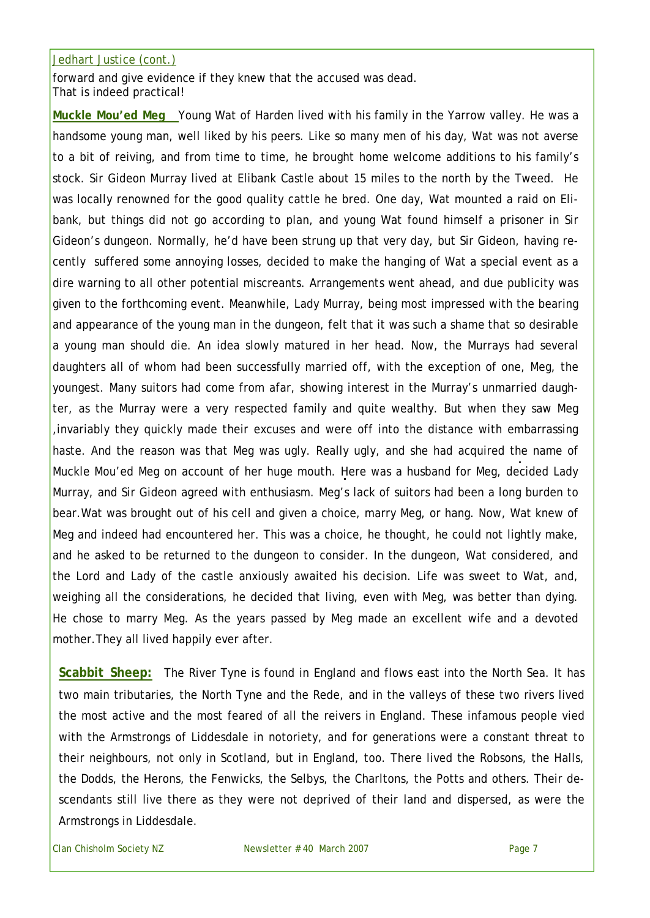Jedhart Justice (cont.)

forward and give evidence if they knew that the accused was dead.
That is indeed practical!

**Muckle Mou'ed Meg** Young Wat of Harden lived with his family in the Yarrow valley. He was a handsome young man, well liked by his peers. Like so many men of his day, Wat was not averse to a bit of reiving, and from time to time, he brought home welcome additions to his family's stock. Sir Gideon Murray lived at Elibank Castle about 15 miles to the north by the Tweed. He was locally renowned for the good quality cattle he bred. One day, Wat mounted a raid on Elibank, but things did not go according to plan, and young Wat found himself a prisoner in Sir Gideon's dungeon. Normally, he'd have been strung up that very day, but Sir Gideon, having recently suffered some annoying losses, decided to make the hanging of Wat a special event as a dire warning to all other potential miscreants. Arrangements went ahead, and due publicity was given to the forthcoming event. Meanwhile, Lady Murray, being most impressed with the bearing and appearance of the young man in the dungeon, felt that it was such a shame that so desirable a young man should die. An idea slowly matured in her head. Now, the Murrays had several daughters all of whom had been successfully married off, with the exception of one, Meg, the youngest. Many suitors had come from afar, showing interest in the Murray's unmarried daughter, as the Murray were a very respected family and quite wealthy. But when they saw Meg ,invariably they quickly made their excuses and were off into the distance with embarrassing haste. And the reason was that Meg was ugly. Really ugly, and she had acquired the name of Muckle Mou'ed Meg on account of her huge mouth. Here was a husband for Meg, decided Lady Murray, and Sir Gideon agreed with enthusiasm. Meg's lack of suitors had been a long burden to bear.Wat was brought out of his cell and given a choice, marry Meg, or hang. Now, Wat knew of Meg and indeed had encountered her. This was a choice, he thought, he could not lightly make, and he asked to be returned to the dungeon to consider. In the dungeon, Wat considered, and the Lord and Lady of the castle anxiously awaited his decision. Life was sweet to Wat, and, weighing all the considerations, he decided that living, even with Meg, was better than dying. He chose to marry Meg. As the years passed by Meg made an excellent wife and a devoted mother.They all lived happily ever after.

**Scabbit Sheep:** The River Tyne is found in England and flows east into the North Sea. It has two main tributaries, the North Tyne and the Rede, and in the valleys of these two rivers lived the most active and the most feared of all the reivers in England. These infamous people vied with the Armstrongs of Liddesdale in notoriety, and for generations were a constant threat to their neighbours, not only in Scotland, but in England, too. There lived the Robsons, the Halls, the Dodds, the Herons, the Fenwicks, the Selbys, the Charltons, the Potts and others. Their descendants still live there as they were not deprived of their land and dispersed, as were the Armstrongs in Liddesdale.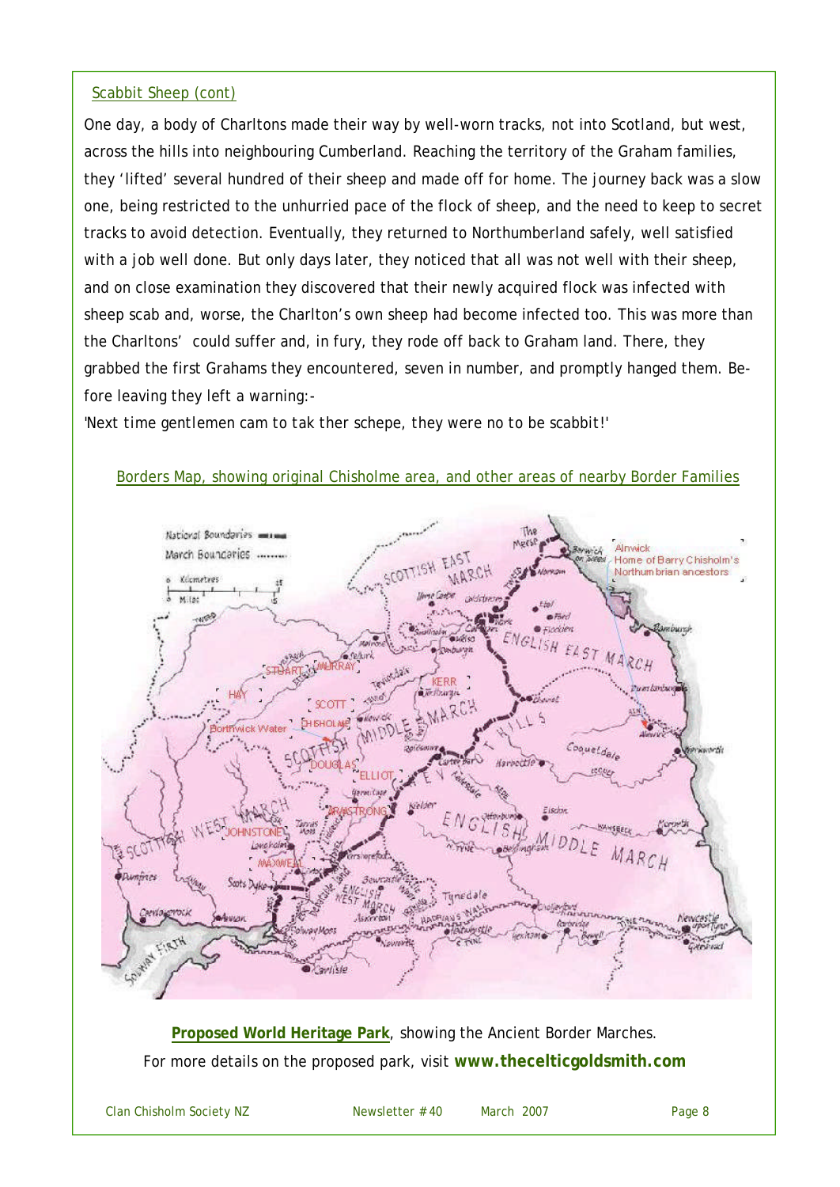## Scabbit Sheep (cont)

One day, a body of Charltons made their way by well-worn tracks, not into Scotland, but west, across the hills into neighbouring Cumberland. Reaching the territory of the Graham families, they 'lifted' several hundred of their sheep and made off for home. The journey back was a slow one, being restricted to the unhurried pace of the flock of sheep, and the need to keep to secret tracks to avoid detection. Eventually, they returned to Northumberland safely, well satisfied with a job well done. But only days later, they noticed that all was not well with their sheep, and on close examination they discovered that their newly acquired flock was infected with sheep scab and, worse, the Charlton's own sheep had become infected too. This was more than the Charltons' could suffer and, in fury, they rode off back to Graham land. There, they grabbed the first Grahams they encountered, seven in number, and promptly hanged them. Before leaving they left a warning:-

*'Next time gentlemen cam to tak ther schepe, they were no to be scabbit!'*

## Borders Map, showing original Chisholme area, and other areas of nearby Border Families

**Proposed World Heritage Park**, showing the Ancient Border Marches.

For more details on the proposed park, visit **www.thecelticgoldsmith.com**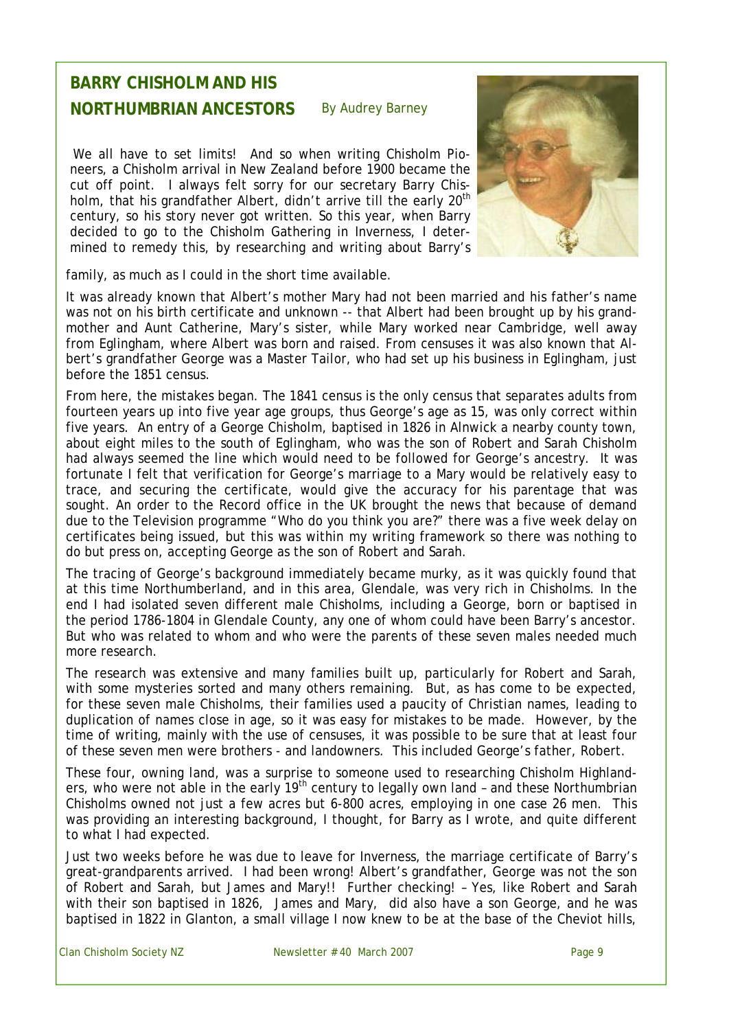## BARRY CHISHOLM AND HIS NORTHUMBRIAN ANCESTORS

By Audrey Barney

We all have to set limits! And so when writing Chisholm Pioneers, a Chisholm arrival in New Zealand before 1900 became the cut off point. I always felt sorry for our secretary Barry Chisholm, that his grandfather Albert, didn't arrive till the early 20th century, so his story never got written. So this year, when Barry decided to go to the Chisholm Gathering in Inverness, I determined to remedy this, by researching and writing about Barry's family, as much as I could in the short time available.

It was already known that Albert's mother Mary had not been married and his father's name was not on his birth certificate and unknown -- that Albert had been brought up by his grandmother and Aunt Catherine, Mary's sister, while Mary worked near Cambridge, well away from Eglingham, where Albert was born and raised. From censuses it was also known that Albert's grandfather George was a Master Tailor, who had set up his business in Eglingham, just before the 1851 census.

From here, the mistakes began. The 1841 census is the only census that separates adults from fourteen years up into five year age groups, thus George's age as 15, was only correct within five years. An entry of a George Chisholm, baptised in 1826 in Alnwick a nearby county town, about eight miles to the south of Eglingham, who was the son of Robert and Sarah Chisholm had always seemed the line which would need to be followed for George's ancestry. It was fortunate I felt that verification for George's marriage to a Mary would be relatively easy to trace, and securing the certificate, would give the accuracy for his parentage that was sought. An order to the Record office in the UK brought the news that because of demand due to the Television programme "Who do you think you are?" there was a five week delay on certificates being issued, but this was within my writing framework so there was nothing to do but press on, accepting George as the son of Robert and Sarah.

The tracing of George's background immediately became murky, as it was quickly found that at this time Northumberland, and in this area, Glendale, was very rich in Chisholms. In the end I had isolated seven different male Chisholms, including a George, born or baptised in the period 1786-1804 in Glendale County, any one of whom could have been Barry's ancestor. But who was related to whom and who were the parents of these seven males needed much more research.

The research was extensive and many families built up, particularly for Robert and Sarah, with some mysteries sorted and many others remaining. But, as has come to be expected, for these seven male Chisholms, their families used a paucity of Christian names, leading to duplication of names close in age, so it was easy for mistakes to be made. However, by the time of writing, mainly with the use of censuses, it was possible to be sure that at least four of these seven men were brothers - and landowners. This included George's father, Robert.

These four, owning land, was a surprise to someone used to researching Chisholm Highlanders, who were not able in the early 19th century to legally own land – and these Northumbrian Chisholms owned not just a few acres but 6-800 acres, employing in one case 26 men. This was providing an interesting background, I thought, for Barry as I wrote, and quite different to what I had expected.

Just two weeks before he was due to leave for Inverness, the marriage certificate of Barry's great-grandparents arrived. I had been wrong! Albert's grandfather, George was not the son of Robert and Sarah, but James and Mary!! Further checking! – Yes, like Robert and Sarah with their son baptised in 1826, James and Mary, did also have a son George, and he was baptised in 1822 in Glanton, a small village I now knew to be at the base of the Cheviot hills,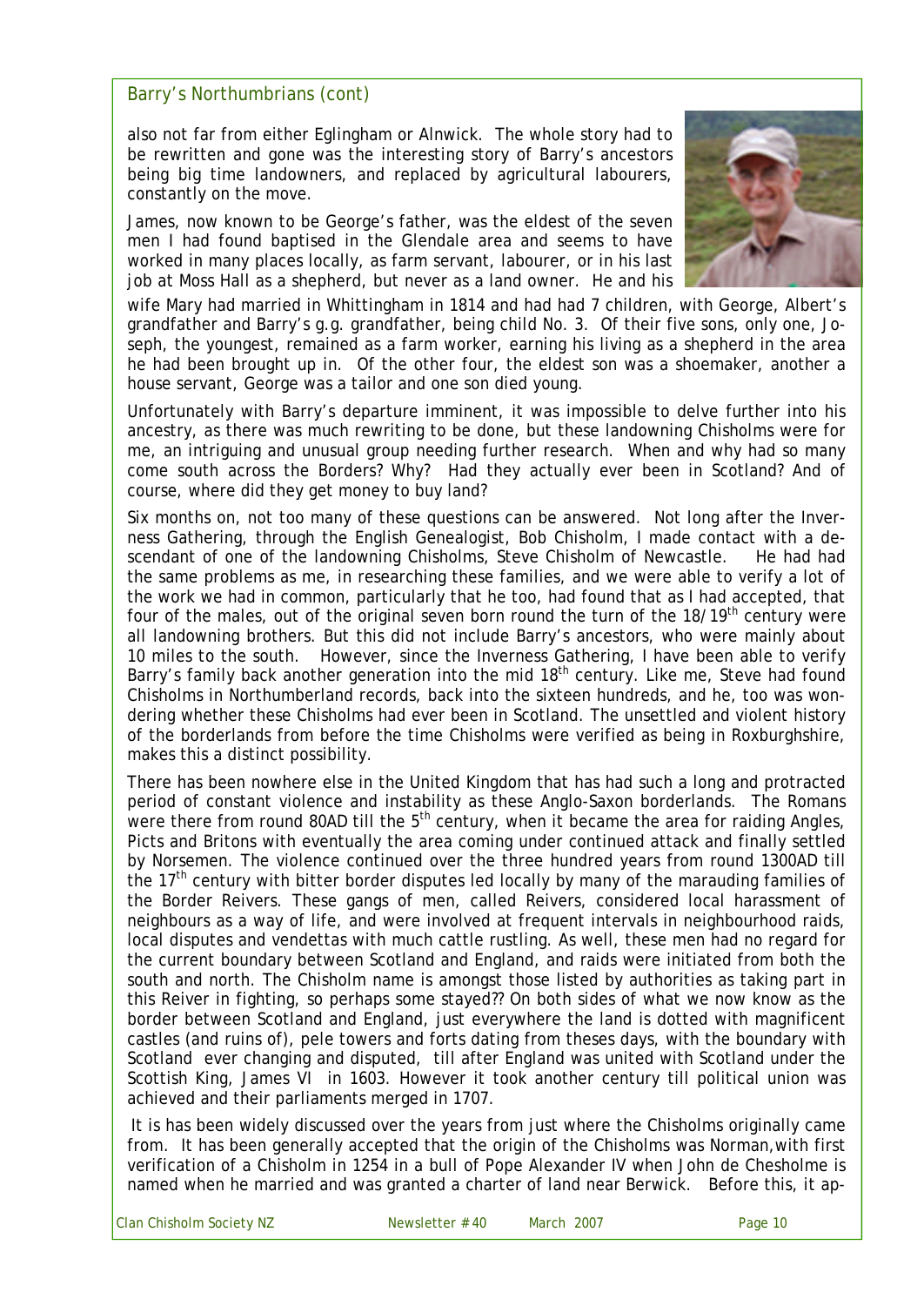## Barry's Northumbrians (cont)

also not far from either Eglingham or Alnwick. The whole story had to be rewritten and gone was the interesting story of Barry's ancestors being big time landowners, and replaced by agricultural labourers, constantly on the move.

James, now known to be George's father, was the eldest of the seven men I had found baptised in the Glendale area and seems to have worked in many places locally, as farm servant, labourer, or in his last job at Moss Hall as a shepherd, but never as a land owner. He and his wife Mary had married in Whittingham in 1814 and had had 7 children, with George, Albert's grandfather and Barry's g.g. grandfather, being child No. 3. Of their five sons, only one, Joseph, the youngest, remained as a farm worker, earning his living as a shepherd in the area he had been brought up in. Of the other four, the eldest son was a shoemaker, another a house servant, George was a tailor and one son died young.

Unfortunately with Barry's departure imminent, it was impossible to delve further into his ancestry, as there was much rewriting to be done, but these landowning Chisholms were for me, an intriguing and unusual group needing further research. When and why had so many come south across the Borders? Why? Had they actually ever been in Scotland? And of course, where did they get money to buy land?

Six months on, not too many of these questions can be answered. Not long after the Inverness Gathering, through the English Genealogist, Bob Chisholm, I made contact with a descendant of one of the landowning Chisholms, Steve Chisholm of Newcastle. He had had the same problems as me, in researching these families, and we were able to verify a lot of the work we had in common, particularly that he too, had found that as I had accepted, that four of the males, out of the original seven born round the turn of the 18/19th century were all landowning brothers. But this did not include Barry's ancestors, who were mainly about 10 miles to the south. However, since the Inverness Gathering, I have been able to verify Barry's family back another generation into the mid 18th century. Like me, Steve had found Chisholms in Northumberland records, back into the sixteen hundreds, and he, too was wondering whether these Chisholms had ever been in Scotland. The unsettled and violent history of the borderlands from before the time Chisholms were verified as being in Roxburghshire, makes this a distinct possibility.

There has been nowhere else in the United Kingdom that has had such a long and protracted period of constant violence and instability as these Anglo-Saxon borderlands. The Romans were there from round 80AD till the 5th century, when it became the area for raiding Angles, Picts and Britons with eventually the area coming under continued attack and finally settled by Norsemen. The violence continued over the three hundred years from round 1300AD till the 17th century with bitter border disputes led locally by many of the marauding families of the Border Reivers. These gangs of men, called Reivers, considered local harassment of neighbours as a way of life, and were involved at frequent intervals in neighbourhood raids, local disputes and vendettas with much cattle rustling. As well, these men had no regard for the current boundary between Scotland and England, and raids were initiated from both the south and north. The Chisholm name is amongst those listed by authorities as taking part in this Reiver in fighting, so perhaps some stayed?? On both sides of what we now know as the border between Scotland and England, just everywhere the land is dotted with magnificent castles (and ruins of), pele towers and forts dating from theses days, with the boundary with Scotland ever changing and disputed, till after England was united with Scotland under the Scottish King, James VI in 1603. However it took another century till political union was achieved and their parliaments merged in 1707.

It is has been widely discussed over the years from just where the Chisholms originally came from. It has been generally accepted that the origin of the Chisholms was Norman, with first verification of a Chisholm in 1254 in a bull of Pope Alexander IV when John de Chesholme is named when he married and was granted a charter of land near Berwick. Before this, it ap-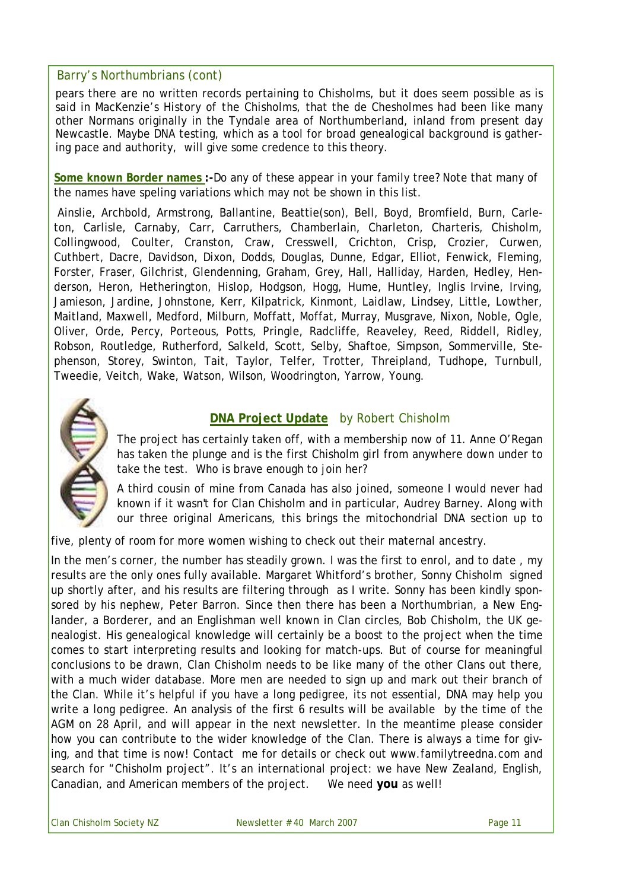Barry's Northumbrians (cont)

pears there are no written records pertaining to Chisholms, but it does seem possible as is said in MacKenzie's History of the Chisholms, that the de Chesholmes had been like many other Normans originally in the Tyndale area of Northumberland, inland from present day Newcastle. Maybe DNA testing, which as a tool for broad genealogical background is gathering pace and authority, will give some credence to this theory.

**Some known Border names :-** Do any of these appear in your family tree? Note that many of the names have speling variations which may not be shown in this list.

Ainslie, Archbold, Armstrong, Ballantine, Beattie(son), Bell, Boyd, Bromfield, Burn, Carleton, Carlisle, Carnaby, Carr, Carruthers, Chamberlain, Charleton, Charteris, Chisholm, Collingwood, Coulter, Cranston, Craw, Cresswell, Crichton, Crisp, Crozier, Curwen, Cuthbert, Dacre, Davidson, Dixon, Dodds, Douglas, Dunne, Edgar, Elliot, Fenwick, Fleming, Forster, Fraser, Gilchrist, Glendenning, Graham, Grey, Hall, Halliday, Harden, Hedley, Henderson, Heron, Hetherington, Hislop, Hodgson, Hogg, Hume, Huntley, Inglis Irvine, Irving, Jamieson, Jardine, Johnstone, Kerr, Kilpatrick, Kinmont, Laidlaw, Lindsey, Little, Lowther, Maitland, Maxwell, Medford, Milburn, Moffatt, Moffat, Murray, Musgrave, Nixon, Noble, Ogle, Oliver, Orde, Percy, Porteous, Potts, Pringle, Radcliffe, Reaveley, Reed, Riddell, Ridley, Robson, Routledge, Rutherford, Salkeld, Scott, Selby, Shaftoe, Simpson, Sommerville, Stephenson, Storey, Swinton, Tait, Taylor, Telfer, Trotter, Threipland, Tudhope, Turnbull, Tweedie, Veitch, Wake, Watson, Wilson, Woodrington, Yarrow, Young.

## DNA Project Update by Robert Chisholm

The project has certainly taken off, with a membership now of 11. Anne O'Regan has taken the plunge and is the first Chisholm girl from anywhere down under to take the test. Who is brave enough to join her?

A third cousin of mine from Canada has also joined, someone I would never had known if it wasn't for Clan Chisholm and in particular, Audrey Barney. Along with our three original Americans, this brings the mitochondrial DNA section up to five, plenty of room for more women wishing to check out their maternal ancestry.

In the men's corner, the number has steadily grown. I was the first to enrol, and to date , my results are the only ones fully available. Margaret Whitford's brother, Sonny Chisholm signed up shortly after, and his results are filtering through as I write. Sonny has been kindly sponsored by his nephew, Peter Barron. Since then there has been a Northumbrian, a New Englander, a Borderer, and an Englishman well known in Clan circles, Bob Chisholm, the UK genealogist. His genealogical knowledge will certainly be a boost to the project when the time comes to start interpreting results and looking for match-ups. But of course for meaningful conclusions to be drawn, Clan Chisholm needs to be like many of the other Clans out there, with a much wider database. More men are needed to sign up and mark out their branch of the Clan. While it's helpful if you have a long pedigree, its not essential, DNA may help you write a long pedigree. An analysis of the first 6 results will be available by the time of the AGM on 28 April, and will appear in the next newsletter. In the meantime please consider how you can contribute to the wider knowledge of the Clan. There is always a time for giving, and that time is now! Contact me for details or check out www.familytreedna.com and search for "Chisholm project". It's an international project: we have New Zealand, English, Canadian, and American members of the project. We need **you** as well!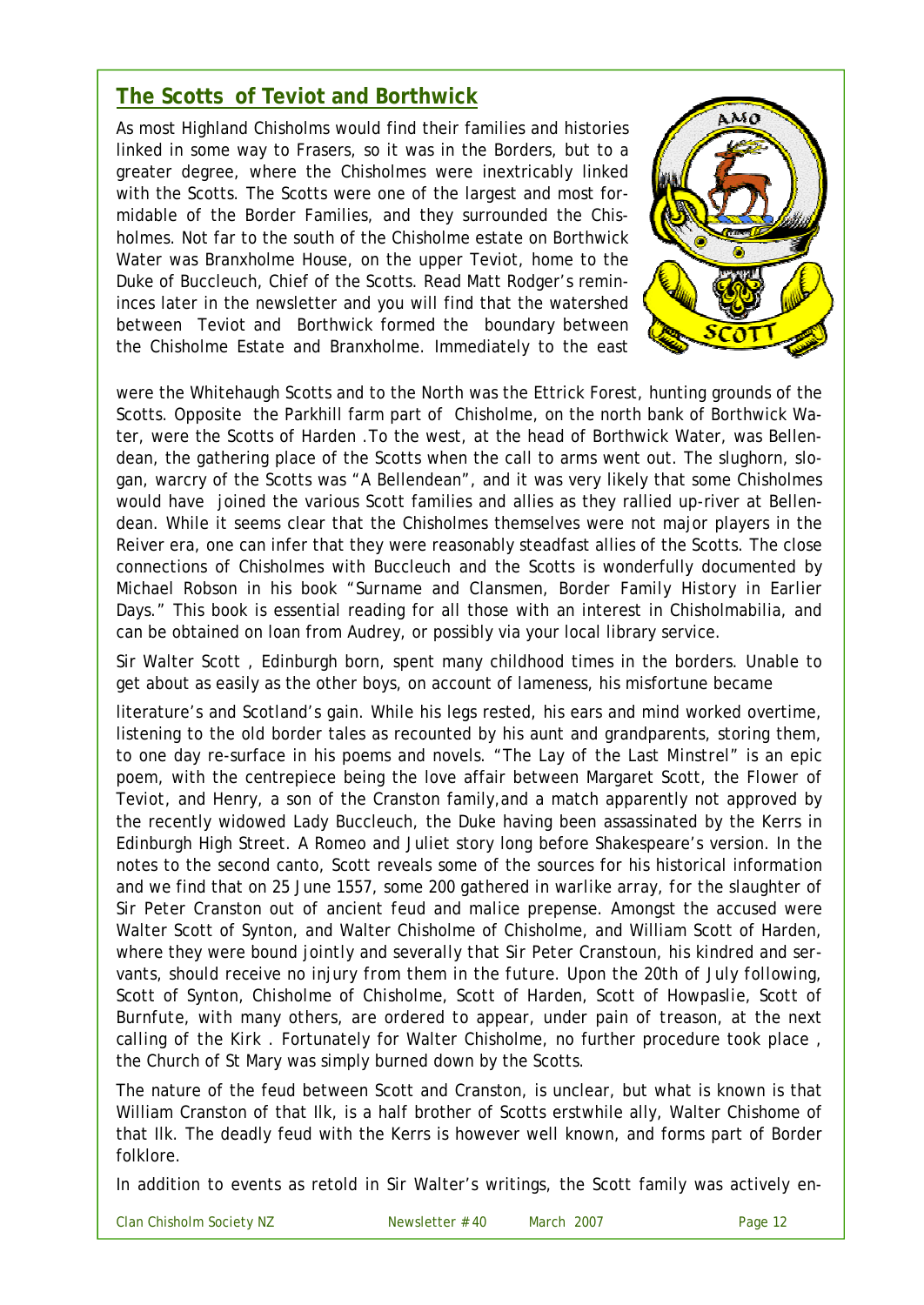## The Scotts of Teviot and Borthwick

As most Highland Chisholms would find their families and histories linked in some way to Frasers, so it was in the Borders, but to a greater degree, where the Chisholmes were inextricably linked with the Scotts. The Scotts were one of the largest and most formidable of the Border Families, and they surrounded the Chisholmes. Not far to the south of the Chisholme estate on Borthwick Water was Branxholme House, on the upper Teviot, home to the Duke of Buccleuch, Chief of the Scotts. Read Matt Rodger's remininces later in the newsletter and you will find that the watershed between Teviot and Borthwick formed the boundary between the Chisholme Estate and Branxholme. Immediately to the east were the Whitehaugh Scotts and to the North was the Ettrick Forest, hunting grounds of the Scotts. Opposite the Parkhill farm part of Chisholme, on the north bank of Borthwick Water, were the Scotts of Harden .To the west, at the head of Borthwick Water, was Bellendean, the gathering place of the Scotts when the call to arms went out. The slughorn, slogan, warcry of the Scotts was "A Bellendean", and it was very likely that some Chisholmes would have joined the various Scott families and allies as they rallied up-river at Bellendean. While it seems clear that the Chisholmes themselves were not major players in the Reiver era, one can infer that they were reasonably steadfast allies of the Scotts. The close connections of Chisholmes with Buccleuch and the Scotts is wonderfully documented by Michael Robson in his book "Surname and Clansmen, Border Family History in Earlier Days." This book is essential reading for all those with an interest in Chisholmabilia, and can be obtained on loan from Audrey, or possibly via your local library service.

Sir Walter Scott , Edinburgh born, spent many childhood times in the borders. Unable to get about as easily as the other boys, on account of lameness, his misfortune became literature's and Scotland's gain. While his legs rested, his ears and mind worked overtime, listening to the old border tales as recounted by his aunt and grandparents, storing them, to one day re-surface in his poems and novels. "The Lay of the Last Minstrel" is an epic poem, with the centrepiece being the love affair between Margaret Scott, the Flower of Teviot, and Henry, a son of the Cranston family,and a match apparently not approved by the recently widowed Lady Buccleuch, the Duke having been assassinated by the Kerrs in Edinburgh High Street. A Romeo and Juliet story long before Shakespeare's version. In the notes to the second canto, Scott reveals some of the sources for his historical information and we find that on 25 June 1557, some 200 gathered in warlike array, *for the slaughter of Sir Peter Cranston out of ancient feud and malice prepense.* Amongst the accused were Walter Scott of Synton, and Walter Chisholme of Chisholme, and William Scott of Harden, *where they were bound jointly and severally that Sir Peter Cranstoun, his kindred and servants, should receive no injury from them in the future. Upon the 20th of July following, Scott of Synton, Chisholme of Chisholme, Scott of Harden, Scott of Howpaslie, Scott of Burnfute, with many others, are ordered to appear, under pain of treason, at the next calling of the Kirk .* Fortunately for Walter Chisholme, no further procedure took place , the Church of St Mary was simply burned down by the Scotts.

The nature of the feud between Scott and Cranston, is unclear, but what is known is that William Cranston of that Ilk, is a half brother of Scotts erstwhile ally, Walter Chishome of that Ilk. The deadly feud with the Kerrs is however well known, and forms part of Border folklore.

In addition to events as retold in Sir Walter's writings, the Scott family was actively en-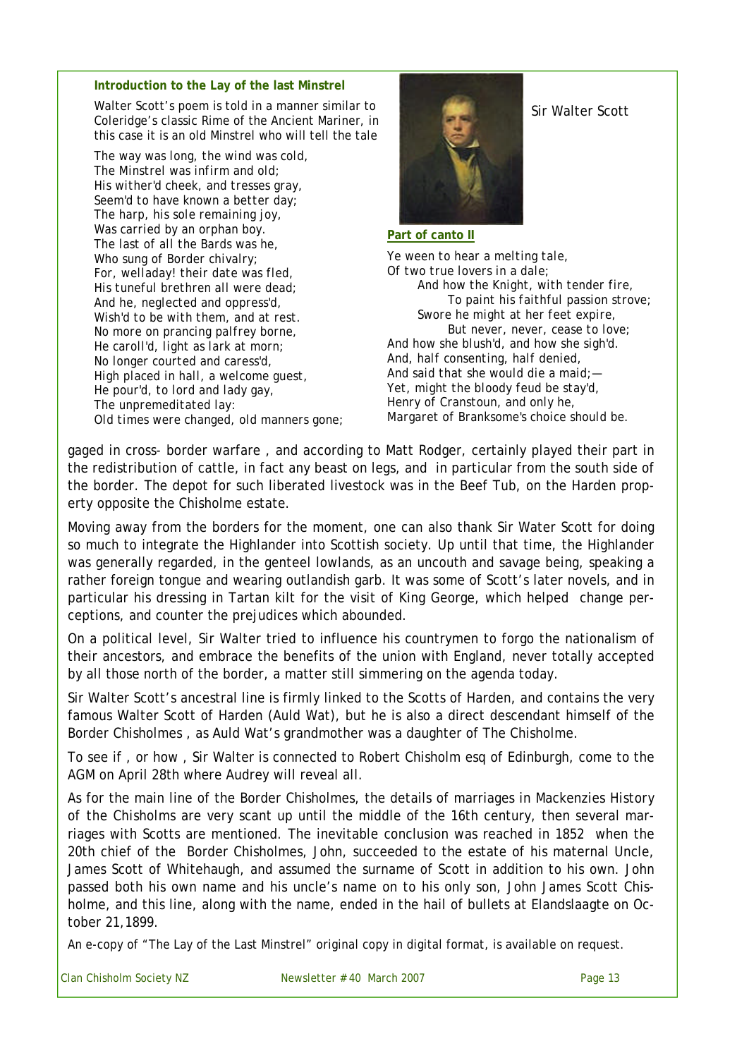**Introduction to the Lay of the last Minstrel**

Walter Scott's poem is told in a manner similar to Coleridge's classic Rime of the Ancient Mariner, in this case it is an old Minstrel who will tell the tale

The way was long, the wind was cold,  
The Minstrel was infirm and old;  
His wither'd cheek, and tresses gray,  
Seem'd to have known a better day;  
The harp, his sole remaining joy,  
Was carried by an orphan boy.  
The last of all the Bards was he,  
Who sung of Border chivalry;  
For, welladay! their date was fled,  
His tuneful brethren all were dead;  
And he, neglected and oppress'd,  
Wish'd to be with them, and at rest.  
No more on prancing palfrey borne,  
He caroll'd, light as lark at morn;  
No longer courted and caress'd,  
High placed in hall, a welcome guest,  
He pour'd, to lord and lady gay,  
The unpremeditated lay:  
Old times were changed, old manners gone;

Sir Walter Scott

**Part of canto II**

Ye ween to hear a melting tale,  
Of two true lovers in a dale;  
And how the Knight, with tender fire,  
To paint his faithful passion strove;  
Swore he might at her feet expire,  
But never, never, cease to love;  
And how she blush'd, and how she sigh'd.  
And, half consenting, half denied,  
And said that she would die a maid;—  
Yet, might the bloody feud be stay'd,  
Henry of Cranstoun, and only he,  
Margaret of Branksome's choice should be.

gaged in cross- border warfare , and according to Matt Rodger, certainly played their part in the redistribution of cattle, in fact any beast on legs, and in particular from the south side of the border. The depot for such liberated livestock was in the Beef Tub, on the Harden property opposite the Chisholme estate.

Moving away from the borders for the moment, one can also thank Sir Water Scott for doing so much to integrate the Highlander into Scottish society. Up until that time, the Highlander was generally regarded, in the genteel lowlands, as an uncouth and savage being, speaking a rather foreign tongue and wearing outlandish garb. It was some of Scott's later novels, and in particular his dressing in Tartan kilt for the visit of King George, which helped change perceptions, and counter the prejudices which abounded.

On a political level, Sir Walter tried to influence his countrymen to forgo the nationalism of their ancestors, and embrace the benefits of the union with England, never totally accepted by all those north of the border, a matter still simmering on the agenda today.

Sir Walter Scott's ancestral line is firmly linked to the Scotts of Harden, and contains the very famous Walter Scott of Harden (Auld Wat), but he is also a direct descendant himself of the Border Chisholmes , as Auld Wat's grandmother was a daughter of The Chisholme.

To see if , or how , Sir Walter is connected to Robert Chisholm esq of Edinburgh, come to the AGM on April 28th where Audrey will reveal all.

As for the main line of the Border Chisholmes, the details of marriages in Mackenzies History of the Chisholms are very scant up until the middle of the 16th century, then several marriages with Scotts are mentioned. The inevitable conclusion was reached in 1852 when the 20th chief of the Border Chisholmes, John, succeeded to the estate of his maternal Uncle, James Scott of Whitehaugh, and assumed the surname of Scott in addition to his own. John passed both his own name and his uncle's name on to his only son, John James Scott Chisholme, and this line, along with the name, ended in the hail of bullets at Elandslaagte on October 21,1899.

An e-copy of "The Lay of the Last Minstrel" original copy in digital format, is available on request.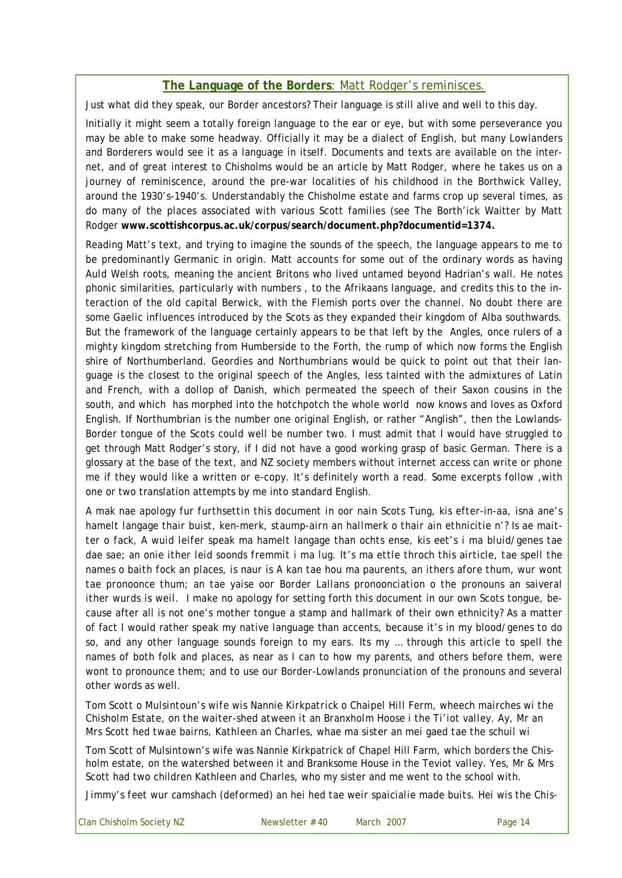## **The Language of the Borders**: Matt Rodger's reminisces.

Just what did they speak, our Border ancestors? Their language is still alive and well to this day.

Initially it might seem a totally foreign language to the ear or eye, but with some perseverance you may be able to make some headway. Officially it may be a dialect of English, but many Lowlanders and Borderers would see it as a language in itself. Documents and texts are available on the internet, and of great interest to Chisholms would be an article by Matt Rodger, where he takes us on a journey of reminiscence, around the pre-war localities of his childhood in the Borthwick Valley, around the 1930's-1940's. Understandably the Chisholme estate and farms crop up several times, as do many of the places associated with various Scott families (see The Borth'ick Waitter by Matt Rodger **www.scottishcorpus.ac.uk/corpus/search/document.php?documentid=1374.**

Reading Matt's text, and trying to imagine the sounds of the speech, the language appears to me to be predominantly Germanic in origin. Matt accounts for some out of the ordinary words as having Auld Welsh roots, meaning the ancient Britons who lived untamed beyond Hadrian's wall. He notes phonic similarities, particularly with numbers , to the Afrikaans language, and credits this to the interaction of the old capital Berwick, with the Flemish ports over the channel. No doubt there are some Gaelic influences introduced by the Scots as they expanded their kingdom of Alba southwards. But the framework of the language certainly appears to be that left by the Angles, once rulers of a mighty kingdom stretching from Humberside to the Forth, the rump of which now forms the English shire of Northumberland. Geordies and Northumbrians would be quick to point out that their language is the closest to the original speech of the Angles, less tainted with the admixtures of Latin and French, with a dollop of Danish, which permeated the speech of their Saxon cousins in the south, and which has morphed into the hotchpotch the whole world now knows and loves as Oxford English. If Northumbrian is the number one original English, or rather "Anglish", then the Lowlands-Border tongue of the Scots could well be number two. I must admit that I would have struggled to get through Matt Rodger's story, if I did not have a good working grasp of basic German. There is a glossary at the base of the text, and NZ society members without internet access can write or phone me if they would like a written or e-copy. It's definitely worth a read. Some excerpts follow ,with one or two translation attempts by me into standard English.

*A mak nae apology fur furthsettin this document in oor nain Scots Tung, kis efter-in-aa, isna ane's hamelt langage thair buist, ken-merk, staump-airn an hallmerk o thair ain ethnicitie n'? Is ae maitter o fack, A wuid leifer speak ma hamelt langage than ochts ense, kis eet's i ma bluid/genes tae dae sae; an onie ither leid soonds fremmit i ma lug. It's ma ettle throch this airticle, tae spell the names o baith fock an places, is naur is A kan tae hou ma paurents, an ithers afore thum, wur wont tae pronoonce thum; an tae yaise oor Border Lallans pronoonciation o the pronouns an saiveral ither wurds is weil.* I make no apology for setting forth this document in our own Scots tongue, because after all is not one's mother tongue a stamp and hallmark of their own ethnicity? As a matter of fact I would rather speak my native language than accents, because it's in my blood/genes to do so, and any other language sounds foreign to my ears. Its my … through this article to spell the names of both folk and places, as near as I can to how my parents, and others before them, were wont to pronounce them; and to use our Border-Lowlands pronunciation of the pronouns and several other words as well.

*Tom Scott o Mulsintoun's wife wis Nannie Kirkpatrick o Chaipel Hill Ferm, wheech mairches wi the Chisholm Estate, on the waiter-shed atween it an Branxholm Hoose i the Ti'iot valley. Ay, Mr an Mrs Scott hed twae bairns, Kathleen an Charles, whae ma sister an mei gaed tae the schuil wi*

Tom Scott of Mulsintown's wife was Nannie Kirkpatrick of Chapel Hill Farm, which borders the Chisholm estate, on the watershed between it and Branksome House in the Teviot valley. Yes, Mr & Mrs Scott had two children Kathleen and Charles, who my sister and me went to the school with.

*Jimmy's feet wur camshach (deformed) an hei hed tae weir spaicialie made buits. Hei wis the Chis-*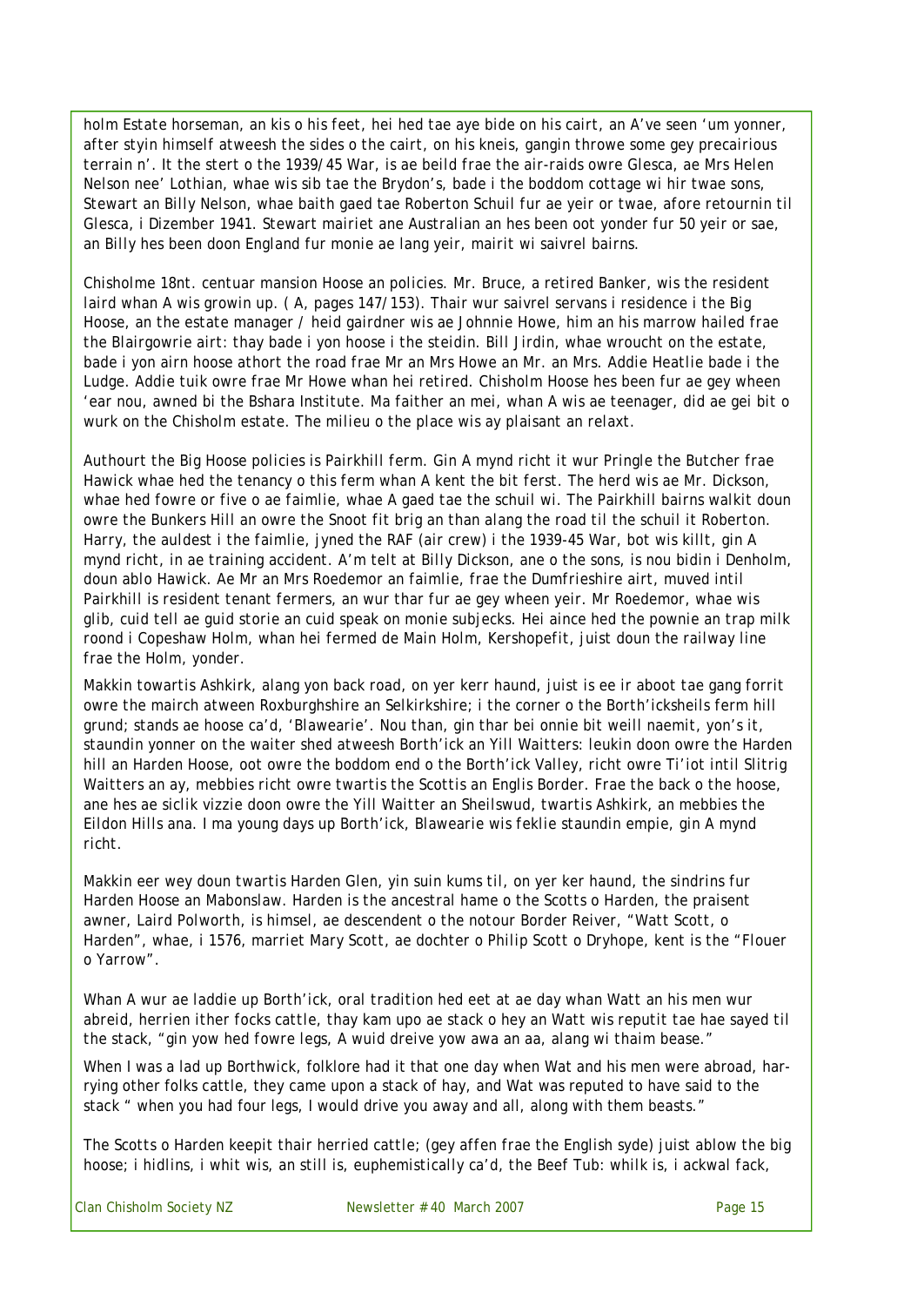holm Estate horseman, an kis o his feet, hei hed tae aye bide on his cairt, an A've seen 'um yonner, after styin himself atweesh the sides o the cairt, on his kneis, gangin throwe some gey precairious terrain n'. It the stert o the 1939/45 War, is ae beild frae the air-raids owre Glesca, ae Mrs Helen Nelson nee' Lothian, whae wis sib tae the Brydon's, bade i the boddom cottage wi hir twae sons, Stewart an Billy Nelson, whae baith gaed tae Roberton Schuil fur ae yeir or twae, afore retournin til Glesca, i Dizember 1941. Stewart mairiet ane Australian an hes been oot yonder fur 50 yeir or sae, an Billy hes been doon England fur monie ae lang yeir, mairit wi saivrel bairns.

Chisholme 18nt. centuar mansion Hoose an policies. Mr. Bruce, a retired Banker, wis the resident laird whan A wis growin up. ( A, pages 147/153). Thair wur saivrel servans i residence i the Big Hoose, an the estate manager / heid gairdner wis ae Johnnie Howe, him an his marrow hailed frae the Blairgowrie airt: thay bade i yon hoose i the steidin. Bill Jirdin, whae wroucht on the estate, bade i yon airn hoose athort the road frae Mr an Mrs Howe an Mr. an Mrs. Addie Heatlie bade i the Ludge. Addie tuik owre frae Mr Howe whan hei retired. Chisholm Hoose hes been fur ae gey wheen 'ear nou, awned bi the Bshara Institute. Ma faither an mei, whan A wis ae teenager, did ae gei bit o wurk on the Chisholm estate. The milieu o the place wis ay plaisant an relaxt.

Authourt the Big Hoose policies is Pairkhill ferm. Gin A mynd richt it wur Pringle the Butcher frae Hawick whae hed the tenancy o this ferm whan A kent the bit ferst. The herd wis ae Mr. Dickson, whae hed fowre or five o ae faimlie, whae A gaed tae the schuil wi. The Pairkhill bairns walkit doun owre the Bunkers Hill an owre the Snoot fit brig an than alang the road til the schuil it Roberton. Harry, the auldest i the faimlie, jyned the RAF (air crew) i the 1939-45 War, bot wis killt, gin A mynd richt, in ae training accident. A'm telt at Billy Dickson, ane o the sons, is nou bidin i Denholm, doun ablo Hawick. Ae Mr an Mrs Roedemor an faimlie, frae the Dumfrieshire airt, muved intil Pairkhill is resident tenant fermers, an wur thar fur ae gey wheen yeir. Mr Roedemor, whae wis glib, cuid tell ae guid storie an cuid speak on monie subjecks. Hei aince hed the pownie an trap milk roond i Copeshaw Holm, whan hei fermed de Main Holm, Kershopefit, juist doun the railway line frae the Holm, yonder.

Makkin towartis Ashkirk, alang yon back road, on yer kerr haund, juist is ee ir aboot tae gang forrit owre the mairch atween Roxburghshire an Selkirkshire; i the corner o the Borth'icksheils ferm hill grund; stands ae hoose ca'd, 'Blawearie'. Nou than, gin thar bei onnie bit weill naemit, yon's it, staundin yonner on the waiter shed atweesh Borth'ick an Yill Waitters: leukin doon owre the Harden hill an Harden Hoose, oot owre the boddom end o the Borth'ick Valley, richt owre Ti'iot intil Slitrig Waitters an ay, mebbies richt owre twartis the Scottis an Englis Border. Frae the back o the hoose, ane hes ae siclik vizzie doon owre the Yill Waitter an Sheilswud, twartis Ashkirk, an mebbies the Eildon Hills ana. I ma young days up Borth'ick, Blawearie wis feklie staundin empie, gin A mynd richt.

Makkin eer wey doun twartis Harden Glen, yin suin kums til, on yer ker haund, the sindrins fur Harden Hoose an Mabonslaw. Harden is the ancestral hame o the Scotts o Harden, the praisent awner, Laird Polworth, is himsel, ae descendent o the notour Border Reiver, "Watt Scott, o Harden", whae, i 1576, marriet Mary Scott, ae dochter o Philip Scott o Dryhope, kent is the "Flouer o Yarrow".

Whan A wur ae laddie up Borth'ick, oral tradition hed eet at ae day whan Watt an his men wur abreid, herrien ither focks cattle, thay kam upo ae stack o hey an Watt wis reputit tae hae sayed til the stack, "gin yow hed fowre legs, A wuid dreive yow awa an aa, alang wi thaim bease."

When I was a lad up Borthwick, folklore had it that one day when Wat and his men were abroad, harrying other folks cattle, they came upon a stack of hay, and Wat was reputed to have said to the stack " when you had four legs, I would drive you away and all, along with them beasts."

The Scotts o Harden keepit thair herried cattle; (gey affen frae the English syde) juist ablow the big hoose; i hidlins, i whit wis, an still is, euphemistically ca'd, the Beef Tub: whilk is, i ackwal fack,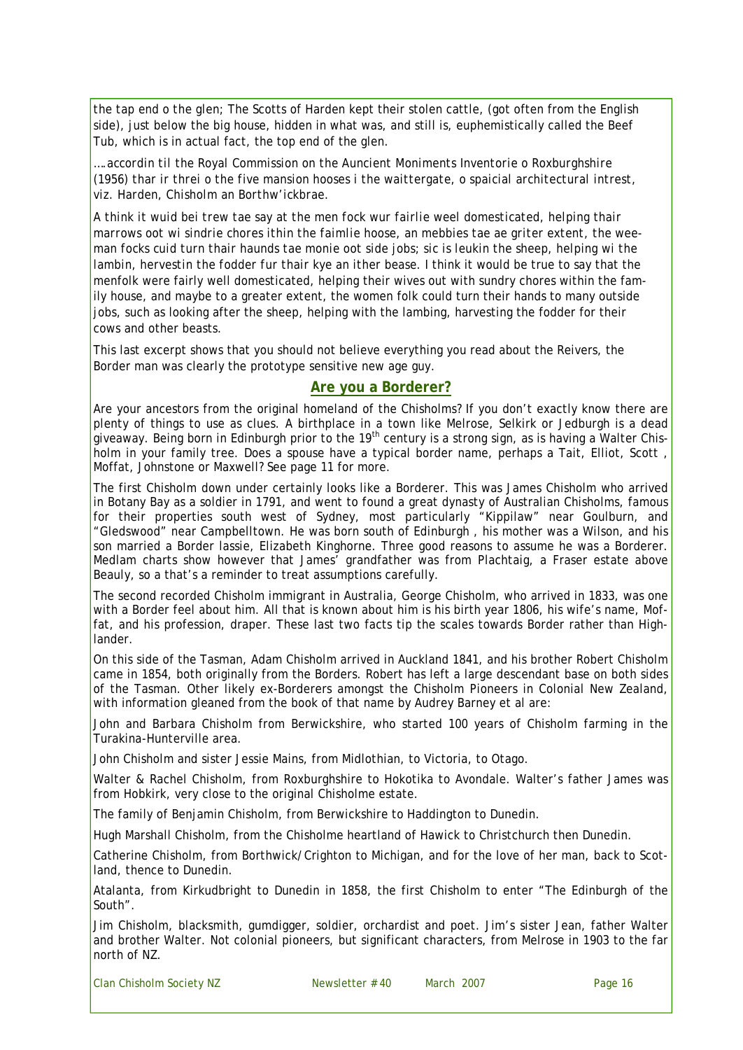the tap end o the glen; The Scotts of Harden kept their stolen cattle, (got often from the English side), just below the big house, hidden in what was, and still is, euphemistically called the Beef Tub, which is in actual fact, the top end of the glen.

….accordin til the Royal Commission on the Auncient Moniments Inventorie o Roxburghshire (1956) thar ir threi o the five mansion hooses i the waittergate, o spaicial architectural intrest, viz. Harden, Chisholm an Borthw'ickbrae.

A think it wuid bei trew tae say at the men fock wur fairlie weel domesticated, helping thair marrows oot wi sindrie chores ithin the faimlie hoose, an mebbies tae ae griter extent, the wee-man focks cuid turn thair haunds tae monie oot side jobs; sic is leukin the sheep, helping wi the lambin, hervestin the fodder fur thair kye an ither bease. I think it would be true to say that the menfolk were fairly well domesticated, helping their wives out with sundry chores within the family house, and maybe to a greater extent, the women folk could turn their hands to many outside jobs, such as looking after the sheep, helping with the lambing, harvesting the fodder for their cows and other beasts.

This last excerpt shows that you should not believe everything you read about the Reivers, the Border man was clearly the prototype sensitive new age guy.

## Are you a Borderer?

Are your ancestors from the original homeland of the Chisholms? If you don't exactly know there are plenty of things to use as clues. A birthplace in a town like Melrose, Selkirk or Jedburgh is a dead giveaway. Being born in Edinburgh prior to the 19th century is a strong sign, as is having a Walter Chisholm in your family tree. Does a spouse have a typical border name, perhaps a Tait, Elliot, Scott , Moffat, Johnstone or Maxwell? See page 11 for more.

The first Chisholm down under certainly looks like a Borderer. This was James Chisholm who arrived in Botany Bay as a soldier in 1791, and went to found a great dynasty of Australian Chisholms, famous for their properties south west of Sydney, most particularly "Kippilaw" near Goulburn, and "Gledswood" near Campbelltown. He was born south of Edinburgh , his mother was a Wilson, and his son married a Border lassie, Elizabeth Kinghorne. Three good reasons to assume he was a Borderer. Medlam charts show however that James' grandfather was from Plachtaig, a Fraser estate above Beauly, so a that's a reminder to treat assumptions carefully.

The second recorded Chisholm immigrant in Australia, George Chisholm, who arrived in 1833, was one with a Border feel about him. All that is known about him is his birth year 1806, his wife's name, Moffat, and his profession, draper. These last two facts tip the scales towards Border rather than Highlander.

On this side of the Tasman, Adam Chisholm arrived in Auckland 1841, and his brother Robert Chisholm came in 1854, both originally from the Borders. Robert has left a large descendant base on both sides of the Tasman. Other likely ex-Borderers amongst the Chisholm Pioneers in Colonial New Zealand, with information gleaned from the book of that name by Audrey Barney et al are:

John and Barbara Chisholm from Berwickshire, who started 100 years of Chisholm farming in the Turakina-Hunterville area.

John Chisholm and sister Jessie Mains, from Midlothian, to Victoria, to Otago.

Walter & Rachel Chisholm, from Roxburghshire to Hokotika to Avondale. Walter's father James was from Hobkirk, very close to the original Chisholme estate.

The family of Benjamin Chisholm, from Berwickshire to Haddington to Dunedin.

Hugh Marshall Chisholm, from the Chisholme heartland of Hawick to Christchurch then Dunedin.

Catherine Chisholm, from Borthwick/Crighton to Michigan, and for the love of her man, back to Scotland, thence to Dunedin.

Atalanta, from Kirkudbright to Dunedin in 1858, the first Chisholm to enter "The Edinburgh of the South".

Jim Chisholm, blacksmith, gumdigger, soldier, orchardist and poet. Jim's sister Jean, father Walter and brother Walter. Not colonial pioneers, but significant characters, from Melrose in 1903 to the far north of NZ.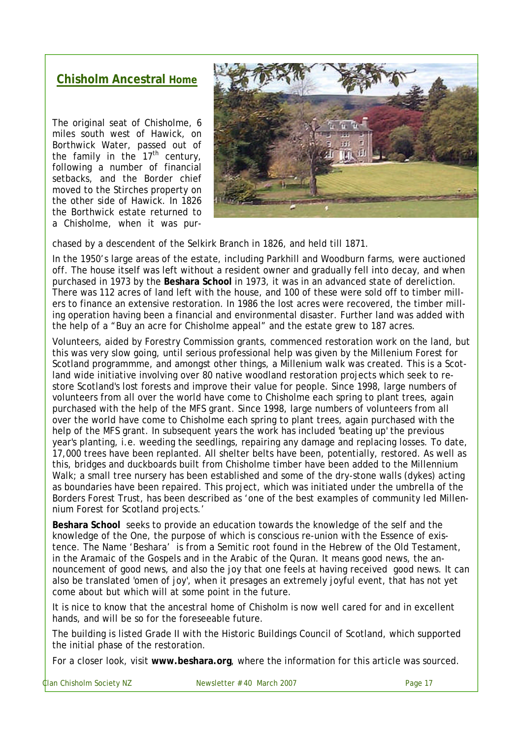## Chisholm Ancestral Home

The original seat of Chisholme, 6 miles south west of Hawick, on Borthwick Water, passed out of the family in the 17th century, following a number of financial setbacks, and the Border chief moved to the Stirches property on the other side of Hawick. In 1826 the Borthwick estate returned to a Chisholme, when it was purchased by a descendent of the Selkirk Branch in 1826, and held till 1871.

In the 1950's large areas of the estate, including Parkhill and Woodburn farms, were auctioned off. The house itself was left without a resident owner and gradually fell into decay, and when purchased in 1973 by the **Beshara School** in 1973, it was in an advanced state of dereliction. There was 112 acres of land left with the house, and 100 of these were sold off to timber millers to finance an extensive restoration. In 1986 the lost acres were recovered, the timber milling operation having been a financial and environmental disaster. Further land was added with the help of a "Buy an acre for Chisholme appeal" and the estate grew to 187 acres.

Volunteers, aided by Forestry Commission grants, commenced restoration work on the land, but this was very slow going, until serious professional help was given by the Millenium Forest for Scotland programmme, and amongst other things, a Millenium walk was created. This is a Scotland wide initiative involving over 80 native woodland restoration projects which seek to restore Scotland's lost forests and improve their value for people. Since 1998, large numbers of volunteers from all over the world have come to Chisholme each spring to plant trees, again purchased with the help of the MFS grant. Since 1998, large numbers of volunteers from all over the world have come to Chisholme each spring to plant trees, again purchased with the help of the MFS grant. In subsequent years the work has included 'beating up' the previous year's planting, i.e. weeding the seedlings, repairing any damage and replacing losses. To date, 17,000 trees have been replanted. All shelter belts have been, potentially, restored. As well as this, bridges and duckboards built from Chisholme timber have been added to the Millennium Walk; a small tree nursery has been established and some of the dry-stone walls (dykes) acting as boundaries have been repaired. This project, which was initiated under the umbrella of the Borders Forest Trust, has been described as 'one of the best examples of community led Millennium Forest for Scotland projects.'

**Beshara School** seeks to provide an education towards the knowledge of the self and the knowledge of the One, the purpose of which is conscious re-union with the Essence of existence. The Name 'Beshara' is from a Semitic root found in the Hebrew of the Old Testament, in the Aramaic of the Gospels and in the Arabic of the Quran. It means good news, the announcement of good news, and also the joy that one feels at having received good news. It can also be translated 'omen of joy', when it presages an extremely joyful event, that has not yet come about but which will at some point in the future.

It is nice to know that the ancestral home of Chisholm is now well cared for and in excellent hands, and will be so for the foreseeable future.

The building is listed Grade II with the Historic Buildings Council of Scotland, which supported the initial phase of the restoration.

For a closer look, visit **www.beshara.org**, where the information for this article was sourced.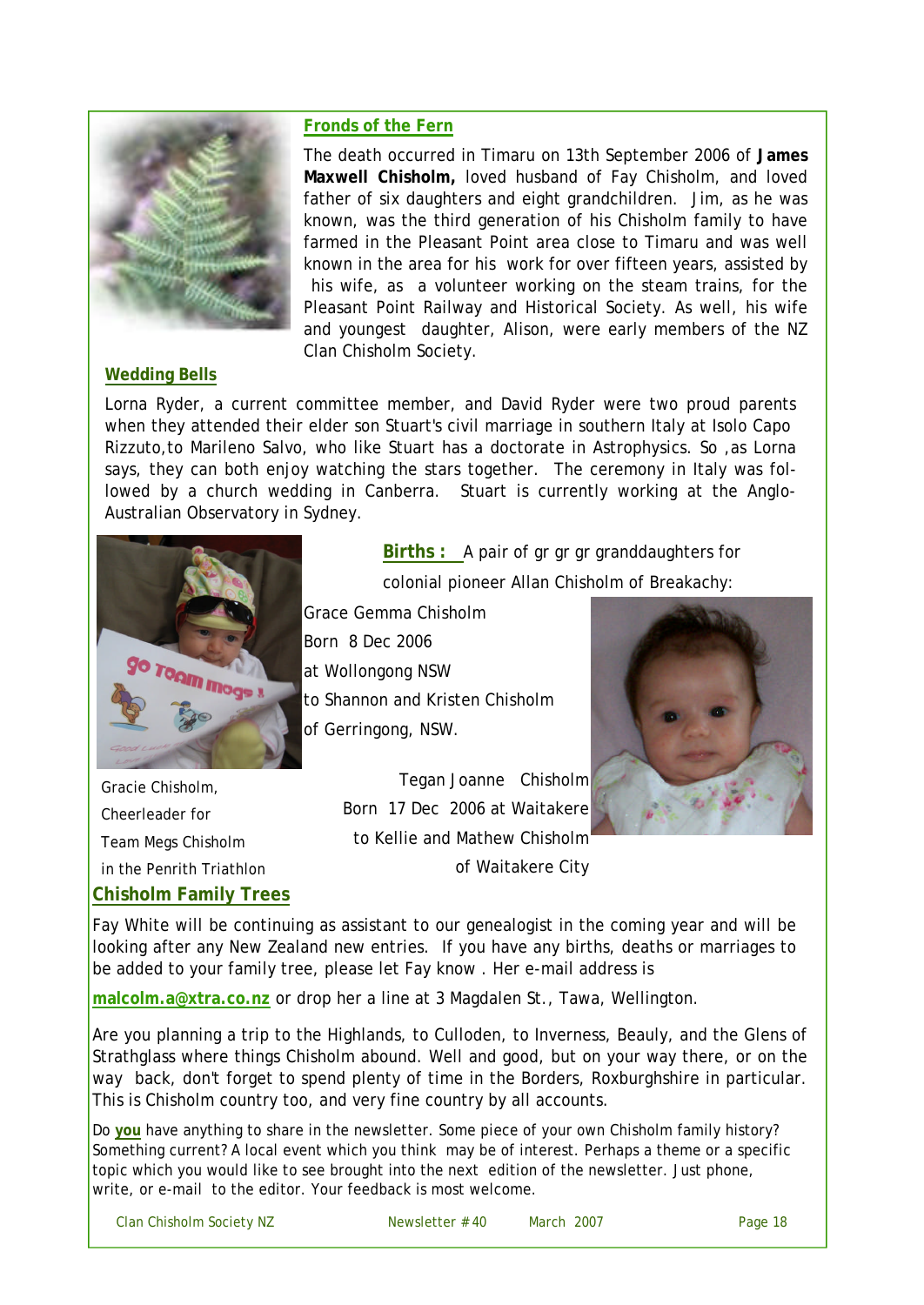## Fronds of the Fern

The death occurred in Timaru on 13th September 2006 of **James Maxwell Chisholm,** loved husband of Fay Chisholm, and loved father of six daughters and eight grandchildren. Jim, as he was known, was the third generation of his Chisholm family to have farmed in the Pleasant Point area close to Timaru and was well known in the area for his work for over fifteen years, assisted by his wife, as a volunteer working on the steam trains, for the Pleasant Point Railway and Historical Society. As well, his wife and youngest daughter, Alison, were early members of the NZ Clan Chisholm Society.

## Wedding Bells

Lorna Ryder, a current committee member, and David Ryder were two proud parents when they attended their elder son Stuart's civil marriage in southern Italy at Isolo Capo Rizzuto,to Marileno Salvo, who like Stuart has a doctorate in Astrophysics. So ,as Lorna says, they can both enjoy watching the stars together. The ceremony in Italy was followed by a church wedding in Canberra. Stuart is currently working at the Anglo-Australian Observatory in Sydney.

## Births :

A pair of gr gr gr granddaughters for colonial pioneer Allan Chisholm of Breakachy:

Grace Gemma Chisholm
Born 8 Dec 2006
at Wollongong NSW
to Shannon and Kristen Chisholm
of Gerringong, NSW.

Gracie Chisholm,
Cheerleader for
Team Megs Chisholm
in the Penrith Triathlon

Tegan Joanne Chisholm
Born 17 Dec 2006 at Waitakere
to Kellie and Mathew Chisholm
of Waitakere City

## Chisholm Family Trees

Fay White will be continuing as assistant to our genealogist in the coming year and will be looking after any New Zealand new entries. If you have any births, deaths or marriages to be added to your family tree, please let Fay know . Her e-mail address is

**malcolm.a@xtra.co.nz** or drop her a line at 3 Magdalen St., Tawa, Wellington.

Are you planning a trip to the Highlands, to Culloden, to Inverness, Beauly, and the Glens of Strathglass where things Chisholm abound. Well and good, but on your way there, or on the way back, don't forget to spend plenty of time in the Borders, Roxburghshire in particular. This is Chisholm country too, and very fine country by all accounts.

Do **you** have anything to share in the newsletter. Some piece of your own Chisholm family history? Something current? A local event which you think may be of interest. Perhaps a theme or a specific topic which you would like to see brought into the next edition of the newsletter. Just phone, write, or e-mail to the editor. Your feedback is most welcome.